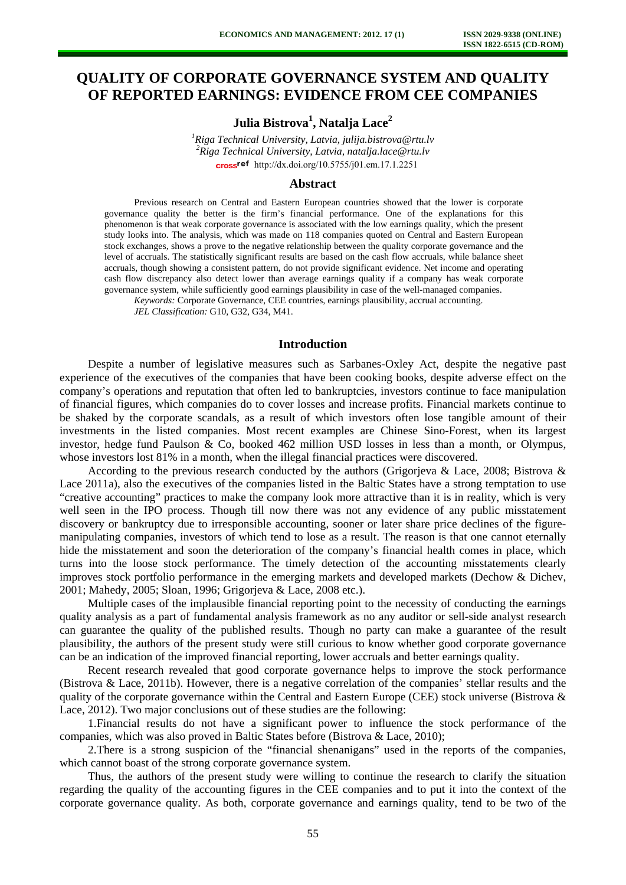# QUALITY OF CORPORATE GOVERNANCE SYSTEM AND QUALITY OF REPORTED EARNINGS: EVIDENCE FROM CEE COMPANIES

**Julia Bistrova[1], Natalja Lace[2]**

[1]*Riga Technical University, Latvia, julija.bistrova@rtu.lv*
[2]*Riga Technical University, Latvia, natalja.lace@rtu.lv*
http://dx.doi.org/10.5755/j01.em.17.1.2251

## Abstract

Previous research on Central and Eastern European countries showed that the lower is corporate governance quality the better is the firm's financial performance. One of the explanations for this phenomenon is that weak corporate governance is associated with the low earnings quality, which the present study looks into. The analysis, which was made on 118 companies quoted on Central and Eastern European stock exchanges, shows a prove to the negative relationship between the quality corporate governance and the level of accruals. The statistically significant results are based on the cash flow accruals, while balance sheet accruals, though showing a consistent pattern, do not provide significant evidence. Net income and operating cash flow discrepancy also detect lower than average earnings quality if a company has weak corporate governance system, while sufficiently good earnings plausibility in case of the well-managed companies.

*Keywords:* Corporate Governance, CEE countries, earnings plausibility, accrual accounting.

*JEL Classification:* G10, G32, G34, M41.

## Introduction

Despite a number of legislative measures such as Sarbanes-Oxley Act, despite the negative past experience of the executives of the companies that have been cooking books, despite adverse effect on the company's operations and reputation that often led to bankruptcies, investors continue to face manipulation of financial figures, which companies do to cover losses and increase profits. Financial markets continue to be shaked by the corporate scandals, as a result of which investors often lose tangible amount of their investments in the listed companies. Most recent examples are Chinese Sino-Forest, when its largest investor, hedge fund Paulson & Co, booked 462 million USD losses in less than a month, or Olympus, whose investors lost 81% in a month, when the illegal financial practices were discovered.

According to the previous research conducted by the authors (Grigorjeva & Lace, 2008; Bistrova & Lace 2011a), also the executives of the companies listed in the Baltic States have a strong temptation to use "creative accounting" practices to make the company look more attractive than it is in reality, which is very well seen in the IPO process. Though till now there was not any evidence of any public misstatement discovery or bankruptcy due to irresponsible accounting, sooner or later share price declines of the figure-manipulating companies, investors of which tend to lose as a result. The reason is that one cannot eternally hide the misstatement and soon the deterioration of the company's financial health comes in place, which turns into the loose stock performance. The timely detection of the accounting misstatements clearly improves stock portfolio performance in the emerging markets and developed markets (Dechow & Dichev, 2001; Mahedy, 2005; Sloan, 1996; Grigorjeva & Lace, 2008 etc.).

Multiple cases of the implausible financial reporting point to the necessity of conducting the earnings quality analysis as a part of fundamental analysis framework as no any auditor or sell-side analyst research can guarantee the quality of the published results. Though no party can make a guarantee of the result plausibility, the authors of the present study were still curious to know whether good corporate governance can be an indication of the improved financial reporting, lower accruals and better earnings quality.

Recent research revealed that good corporate governance helps to improve the stock performance (Bistrova & Lace, 2011b). However, there is a negative correlation of the companies' stellar results and the quality of the corporate governance within the Central and Eastern Europe (CEE) stock universe (Bistrova & Lace, 2012). Two major conclusions out of these studies are the following:

1. Financial results do not have a significant power to influence the stock performance of the companies, which was also proved in Baltic States before (Bistrova & Lace, 2010);
2. There is a strong suspicion of the "financial shenanigans" used in the reports of the companies, which cannot boast of the strong corporate governance system.

Thus, the authors of the present study were willing to continue the research to clarify the situation regarding the quality of the accounting figures in the CEE companies and to put it into the context of the corporate governance quality. As both, corporate governance and earnings quality, tend to be two of the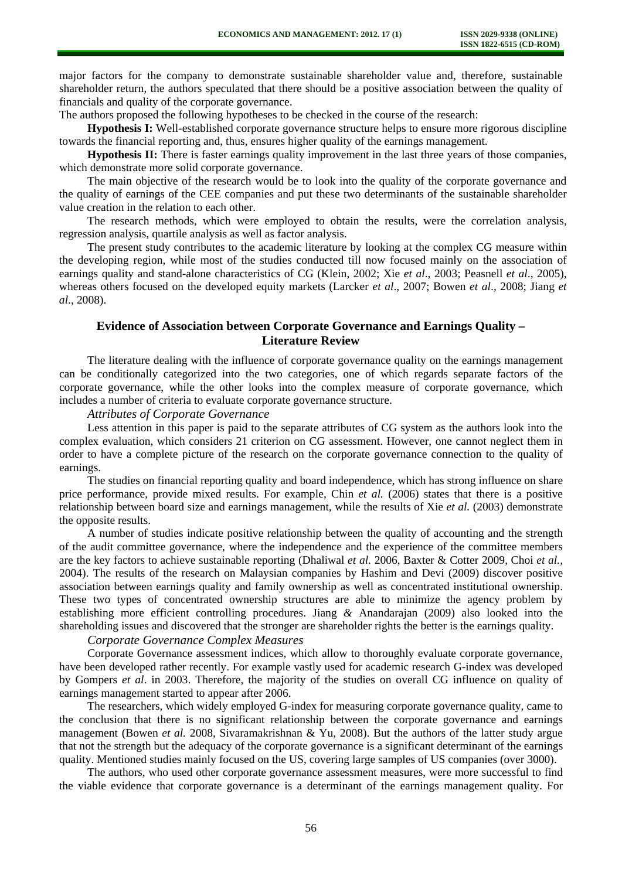major factors for the company to demonstrate sustainable shareholder value and, therefore, sustainable shareholder return, the authors speculated that there should be a positive association between the quality of financials and quality of the corporate governance.

The authors proposed the following hypotheses to be checked in the course of the research:

**Hypothesis I:** Well-established corporate governance structure helps to ensure more rigorous discipline towards the financial reporting and, thus, ensures higher quality of the earnings management.

**Hypothesis II:** There is faster earnings quality improvement in the last three years of those companies, which demonstrate more solid corporate governance.

The main objective of the research would be to look into the quality of the corporate governance and the quality of earnings of the CEE companies and put these two determinants of the sustainable shareholder value creation in the relation to each other.

The research methods, which were employed to obtain the results, were the correlation analysis, regression analysis, quartile analysis as well as factor analysis.

The present study contributes to the academic literature by looking at the complex CG measure within the developing region, while most of the studies conducted till now focused mainly on the association of earnings quality and stand-alone characteristics of CG (Klein, 2002; Xie *et al*., 2003; Peasnell *et al*., 2005), whereas others focused on the developed equity markets (Larcker *et al*., 2007; Bowen *et al*., 2008; Jiang *et al*., 2008).

## Evidence of Association between Corporate Governance and Earnings Quality – Literature Review

The literature dealing with the influence of corporate governance quality on the earnings management can be conditionally categorized into the two categories, one of which regards separate factors of the corporate governance, while the other looks into the complex measure of corporate governance, which includes a number of criteria to evaluate corporate governance structure.

*Attributes of Corporate Governance*

Less attention in this paper is paid to the separate attributes of CG system as the authors look into the complex evaluation, which considers 21 criterion on CG assessment. However, one cannot neglect them in order to have a complete picture of the research on the corporate governance connection to the quality of earnings.

The studies on financial reporting quality and board independence, which has strong influence on share price performance, provide mixed results. For example, Chin *et al.* (2006) states that there is a positive relationship between board size and earnings management, while the results of Xie *et al.* (2003) demonstrate the opposite results.

A number of studies indicate positive relationship between the quality of accounting and the strength of the audit committee governance, where the independence and the experience of the committee members are the key factors to achieve sustainable reporting (Dhaliwal *et al.* 2006, Baxter & Cotter 2009, Choi *et al.*, 2004). The results of the research on Malaysian companies by Hashim and Devi (2009) discover positive association between earnings quality and family ownership as well as concentrated institutional ownership. These two types of concentrated ownership structures are able to minimize the agency problem by establishing more efficient controlling procedures. Jiang *&* Anandarajan (2009) also looked into the shareholding issues and discovered that the stronger are shareholder rights the better is the earnings quality.

*Corporate Governance Complex Measures*

Corporate Governance assessment indices, which allow to thoroughly evaluate corporate governance, have been developed rather recently. For example vastly used for academic research G-index was developed by Gompers *et al*. in 2003. Therefore, the majority of the studies on overall CG influence on quality of earnings management started to appear after 2006.

The researchers, which widely employed G-index for measuring corporate governance quality, came to the conclusion that there is no significant relationship between the corporate governance and earnings management (Bowen *et al.* 2008, Sivaramakrishnan & Yu, 2008). But the authors of the latter study argue that not the strength but the adequacy of the corporate governance is a significant determinant of the earnings quality. Mentioned studies mainly focused on the US, covering large samples of US companies (over 3000).

The authors, who used other corporate governance assessment measures, were more successful to find the viable evidence that corporate governance is a determinant of the earnings management quality. For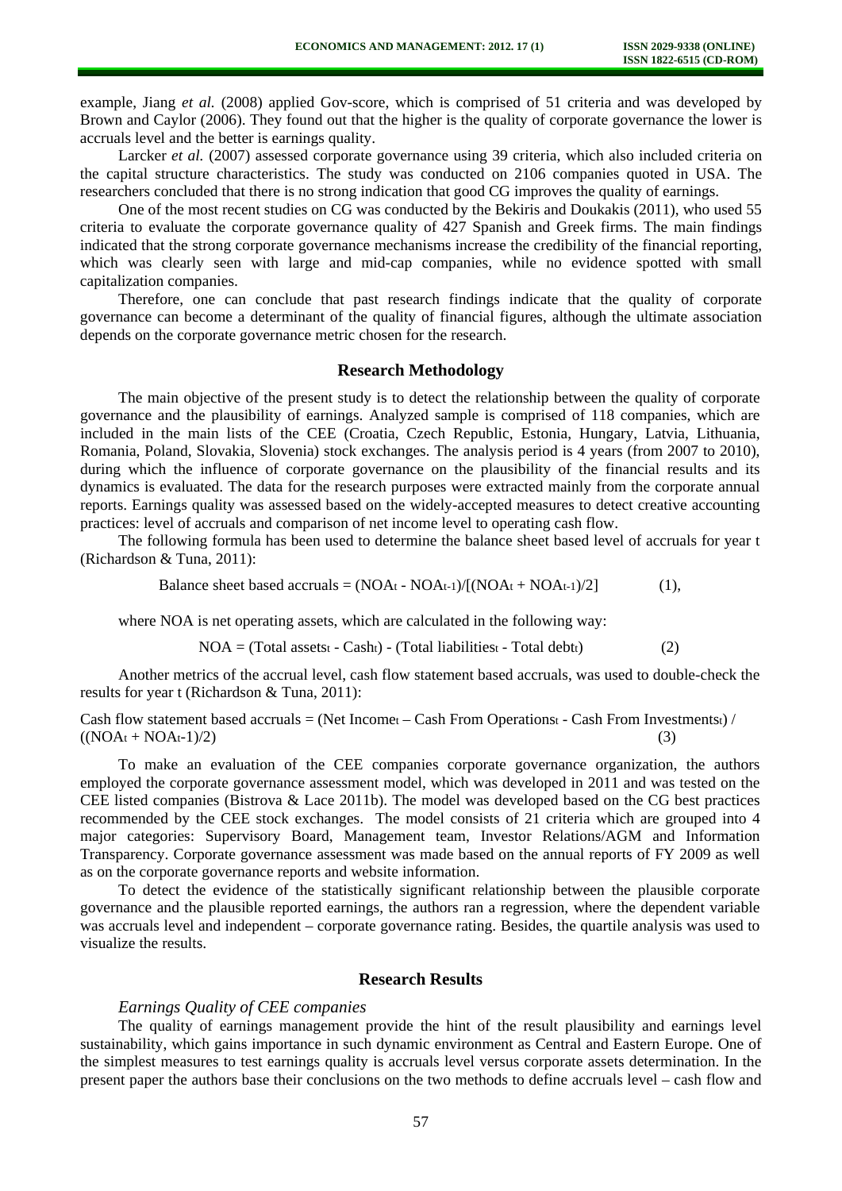example, Jiang *et al.* (2008) applied Gov-score, which is comprised of 51 criteria and was developed by Brown and Caylor (2006). They found out that the higher is the quality of corporate governance the lower is accruals level and the better is earnings quality.

Larcker *et al.* (2007) assessed corporate governance using 39 criteria, which also included criteria on the capital structure characteristics. The study was conducted on 2106 companies quoted in USA. The researchers concluded that there is no strong indication that good CG improves the quality of earnings.

One of the most recent studies on CG was conducted by the Bekiris and Doukakis (2011), who used 55 criteria to evaluate the corporate governance quality of 427 Spanish and Greek firms. The main findings indicated that the strong corporate governance mechanisms increase the credibility of the financial reporting, which was clearly seen with large and mid-cap companies, while no evidence spotted with small capitalization companies.

Therefore, one can conclude that past research findings indicate that the quality of corporate governance can become a determinant of the quality of financial figures, although the ultimate association depends on the corporate governance metric chosen for the research.

## Research Methodology

The main objective of the present study is to detect the relationship between the quality of corporate governance and the plausibility of earnings. Analyzed sample is comprised of 118 companies, which are included in the main lists of the CEE (Croatia, Czech Republic, Estonia, Hungary, Latvia, Lithuania, Romania, Poland, Slovakia, Slovenia) stock exchanges. The analysis period is 4 years (from 2007 to 2010), during which the influence of corporate governance on the plausibility of the financial results and its dynamics is evaluated. The data for the research purposes were extracted mainly from the corporate annual reports. Earnings quality was assessed based on the widely-accepted measures to detect creative accounting practices: level of accruals and comparison of net income level to operating cash flow.

The following formula has been used to determine the balance sheet based level of accruals for year t (Richardson & Tuna, 2011):

$$\text{Balance sheet based accruals} = (NOA_t - NOA_{t-1})/[(NOA_t + NOA_{t-1})/2] \quad (1),$$

where NOA is net operating assets, which are calculated in the following way:

$$NOA = (\text{Total assets}_t - \text{Cash}_t) - (\text{Total liabilities}_t - \text{Total debt}_t) \quad (2)$$

Another metrics of the accrual level, cash flow statement based accruals, was used to double-check the results for year t (Richardson & Tuna, 2011):

$$\text{Cash flow statement based accruals} = (\text{Net Income}_t - \text{Cash From Operations}_t - \text{Cash From Investments}_t) / ((NOA_t + NOA_{t}\text{-}1)/2) \quad (3)$$

To make an evaluation of the CEE companies corporate governance organization, the authors employed the corporate governance assessment model, which was developed in 2011 and was tested on the CEE listed companies (Bistrova & Lace 2011b). The model was developed based on the CG best practices recommended by the CEE stock exchanges. The model consists of 21 criteria which are grouped into 4 major categories: Supervisory Board, Management team, Investor Relations/AGM and Information Transparency. Corporate governance assessment was made based on the annual reports of FY 2009 as well as on the corporate governance reports and website information.

To detect the evidence of the statistically significant relationship between the plausible corporate governance and the plausible reported earnings, the authors ran a regression, where the dependent variable was accruals level and independent – corporate governance rating. Besides, the quartile analysis was used to visualize the results.

## Research Results

### *Earnings Quality of CEE companies*

The quality of earnings management provide the hint of the result plausibility and earnings level sustainability, which gains importance in such dynamic environment as Central and Eastern Europe. One of the simplest measures to test earnings quality is accruals level versus corporate assets determination. In the present paper the authors base their conclusions on the two methods to define accruals level – cash flow and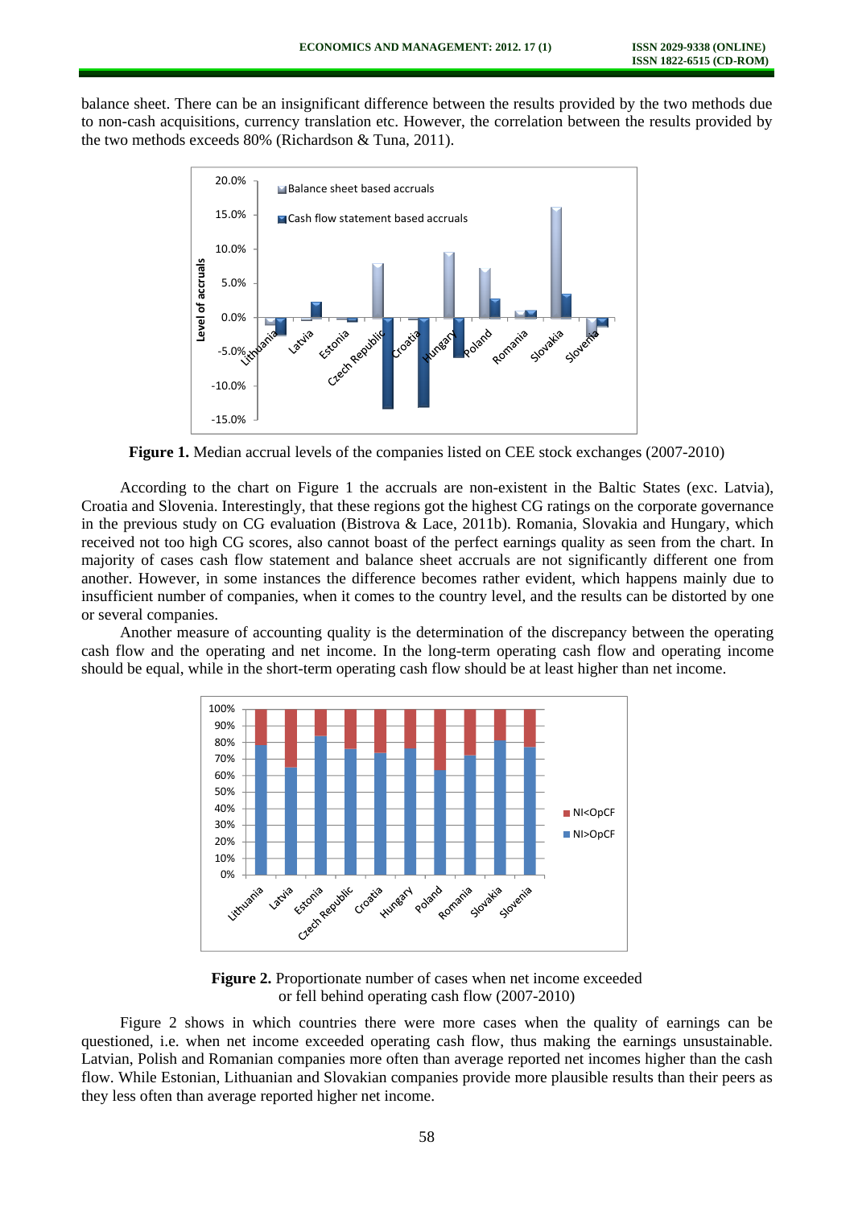balance sheet. There can be an insignificant difference between the results provided by the two methods due to non-cash acquisitions, currency translation etc. However, the correlation between the results provided by the two methods exceeds 80% (Richardson & Tuna, 2011).

**Figure 1.** Median accrual levels of the companies listed on CEE stock exchanges (2007-2010)

According to the chart on Figure 1 the accruals are non-existent in the Baltic States (exc. Latvia), Croatia and Slovenia. Interestingly, that these regions got the highest CG ratings on the corporate governance in the previous study on CG evaluation (Bistrova & Lace, 2011b). Romania, Slovakia and Hungary, which received not too high CG scores, also cannot boast of the perfect earnings quality as seen from the chart. In majority of cases cash flow statement and balance sheet accruals are not significantly different one from another. However, in some instances the difference becomes rather evident, which happens mainly due to insufficient number of companies, when it comes to the country level, and the results can be distorted by one or several companies.

Another measure of accounting quality is the determination of the discrepancy between the operating cash flow and the operating and net income. In the long-term operating cash flow and operating income should be equal, while in the short-term operating cash flow should be at least higher than net income.

**Figure 2.** Proportionate number of cases when net income exceeded or fell behind operating cash flow (2007-2010)

Figure 2 shows in which countries there were more cases when the quality of earnings can be questioned, i.e. when net income exceeded operating cash flow, thus making the earnings unsustainable. Latvian, Polish and Romanian companies more often than average reported net incomes higher than the cash flow. While Estonian, Lithuanian and Slovakian companies provide more plausible results than their peers as they less often than average reported higher net income.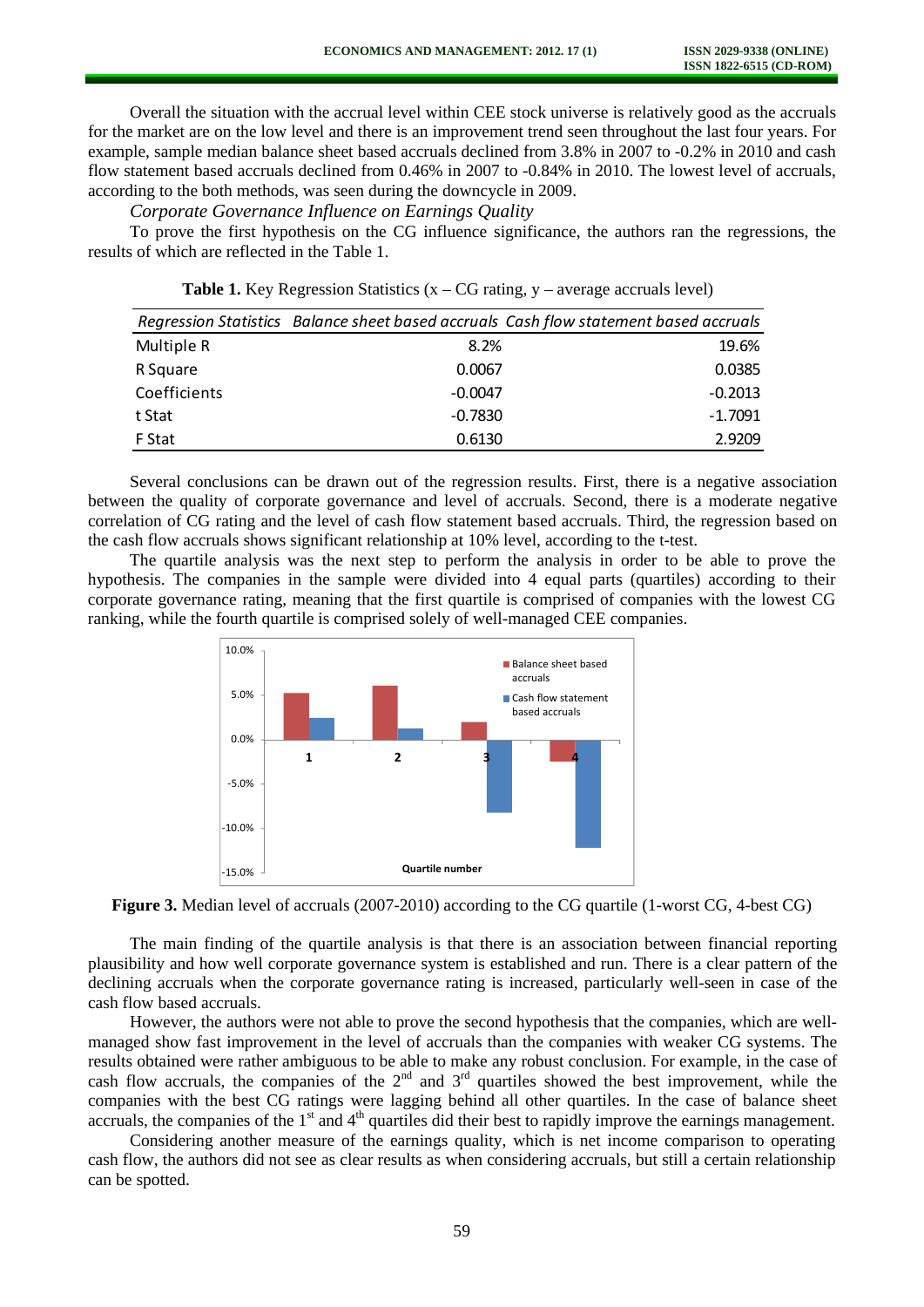Overall the situation with the accrual level within CEE stock universe is relatively good as the accruals for the market are on the low level and there is an improvement trend seen throughout the last four years. For example, sample median balance sheet based accruals declined from 3.8% in 2007 to -0.2% in 2010 and cash flow statement based accruals declined from 0.46% in 2007 to -0.84% in 2010. The lowest level of accruals, according to the both methods, was seen during the downcycle in 2009.

*Corporate Governance Influence on Earnings Quality*

To prove the first hypothesis on the CG influence significance, the authors ran the regressions, the results of which are reflected in the Table 1.

**Table 1.** Key Regression Statistics (x – CG rating, y – average accruals level)

| *Regression Statistics* | *Balance sheet based accruals* | *Cash flow statement based accruals* |
|---|---|---|
| Multiple R | 8.2% | 19.6% |
| R Square | 0.0067 | 0.0385 |
| Coefficients | -0.0047 | -0.2013 |
| t Stat | -0.7830 | -1.7091 |
| F Stat | 0.6130 | 2.9209 |

Several conclusions can be drawn out of the regression results. First, there is a negative association between the quality of corporate governance and level of accruals. Second, there is a moderate negative correlation of CG rating and the level of cash flow statement based accruals. Third, the regression based on the cash flow accruals shows significant relationship at 10% level, according to the t-test.

The quartile analysis was the next step to perform the analysis in order to be able to prove the hypothesis. The companies in the sample were divided into 4 equal parts (quartiles) according to their corporate governance rating, meaning that the first quartile is comprised of companies with the lowest CG ranking, while the fourth quartile is comprised solely of well-managed CEE companies.

**Figure 3.** Median level of accruals (2007-2010) according to the CG quartile (1-worst CG, 4-best CG)

The main finding of the quartile analysis is that there is an association between financial reporting plausibility and how well corporate governance system is established and run. There is a clear pattern of the declining accruals when the corporate governance rating is increased, particularly well-seen in case of the cash flow based accruals.

However, the authors were not able to prove the second hypothesis that the companies, which are well-managed show fast improvement in the level of accruals than the companies with weaker CG systems. The results obtained were rather ambiguous to be able to make any robust conclusion. For example, in the case of cash flow accruals, the companies of the 2nd and 3rd quartiles showed the best improvement, while the companies with the best CG ratings were lagging behind all other quartiles. In the case of balance sheet accruals, the companies of the 1st and 4th quartiles did their best to rapidly improve the earnings management.

Considering another measure of the earnings quality, which is net income comparison to operating cash flow, the authors did not see as clear results as when considering accruals, but still a certain relationship can be spotted.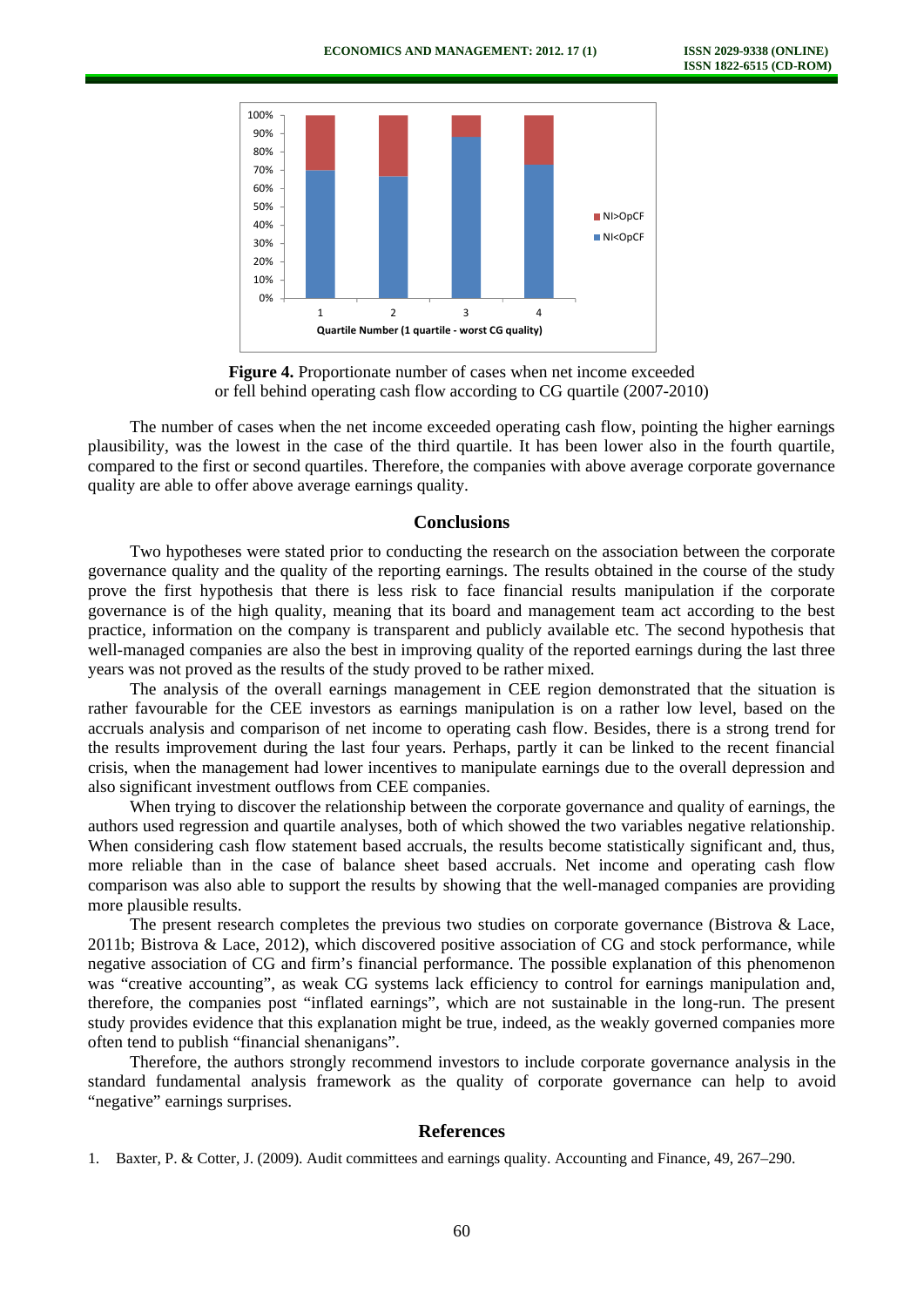**Figure 4.** Proportionate number of cases when net income exceeded or fell behind operating cash flow according to CG quartile (2007-2010)

The number of cases when the net income exceeded operating cash flow, pointing the higher earnings plausibility, was the lowest in the case of the third quartile. It has been lower also in the fourth quartile, compared to the first or second quartiles. Therefore, the companies with above average corporate governance quality are able to offer above average earnings quality.

## Conclusions

Two hypotheses were stated prior to conducting the research on the association between the corporate governance quality and the quality of the reporting earnings. The results obtained in the course of the study prove the first hypothesis that there is less risk to face financial results manipulation if the corporate governance is of the high quality, meaning that its board and management team act according to the best practice, information on the company is transparent and publicly available etc. The second hypothesis that well-managed companies are also the best in improving quality of the reported earnings during the last three years was not proved as the results of the study proved to be rather mixed.

The analysis of the overall earnings management in CEE region demonstrated that the situation is rather favourable for the CEE investors as earnings manipulation is on a rather low level, based on the accruals analysis and comparison of net income to operating cash flow. Besides, there is a strong trend for the results improvement during the last four years. Perhaps, partly it can be linked to the recent financial crisis, when the management had lower incentives to manipulate earnings due to the overall depression and also significant investment outflows from CEE companies.

When trying to discover the relationship between the corporate governance and quality of earnings, the authors used regression and quartile analyses, both of which showed the two variables negative relationship. When considering cash flow statement based accruals, the results become statistically significant and, thus, more reliable than in the case of balance sheet based accruals. Net income and operating cash flow comparison was also able to support the results by showing that the well-managed companies are providing more plausible results.

The present research completes the previous two studies on corporate governance (Bistrova & Lace, 2011b; Bistrova & Lace, 2012), which discovered positive association of CG and stock performance, while negative association of CG and firm's financial performance. The possible explanation of this phenomenon was "creative accounting", as weak CG systems lack efficiency to control for earnings manipulation and, therefore, the companies post "inflated earnings", which are not sustainable in the long-run. The present study provides evidence that this explanation might be true, indeed, as the weakly governed companies more often tend to publish "financial shenanigans".

Therefore, the authors strongly recommend investors to include corporate governance analysis in the standard fundamental analysis framework as the quality of corporate governance can help to avoid "negative" earnings surprises.

## References

1. Baxter, P. & Cotter, J. (2009). Audit committees and earnings quality. Accounting and Finance, 49, 267–290.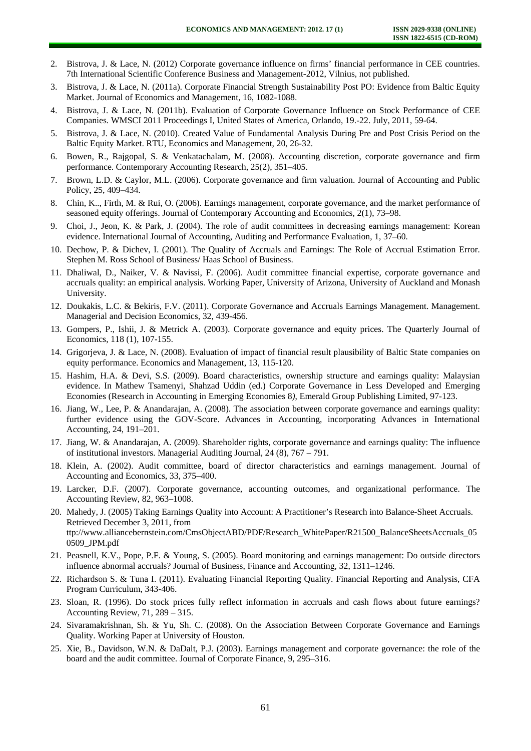2. Bistrova, J. & Lace, N. (2012) Corporate governance influence on firms' financial performance in CEE countries. 7th International Scientific Conference Business and Management-2012, Vilnius, not published.
3. Bistrova, J. & Lace, N. (2011a). Corporate Financial Strength Sustainability Post PO: Evidence from Baltic Equity Market. Journal of Economics and Management, 16, 1082-1088.
4. Bistrova, J. & Lace, N. (2011b). Evaluation of Corporate Governance Influence on Stock Performance of CEE Companies. WMSCI 2011 Proceedings I, United States of America, Orlando, 19.-22. July, 2011, 59-64.
5. Bistrova, J. & Lace, N. (2010). Created Value of Fundamental Analysis During Pre and Post Crisis Period on the Baltic Equity Market. RTU, Economics and Management, 20, 26-32.
6. Bowen, R., Rajgopal, S. & Venkatachalam, M. (2008). Accounting discretion, corporate governance and firm performance. Contemporary Accounting Research, 25(2), 351–405.
7. Brown, L.D. & Caylor, M.L. (2006). Corporate governance and firm valuation. Journal of Accounting and Public Policy, 25, 409–434.
8. Chin, K.., Firth, M. & Rui, O. (2006). Earnings management, corporate governance, and the market performance of seasoned equity offerings. Journal of Contemporary Accounting and Economics, 2(1), 73–98.
9. Choi, J., Jeon, K. & Park, J. (2004). The role of audit committees in decreasing earnings management: Korean evidence. International Journal of Accounting, Auditing and Performance Evaluation, 1, 37–60.
10. Dechow, P. & Dichev, I. (2001). The Quality of Accruals and Earnings: The Role of Accrual Estimation Error. Stephen M. Ross School of Business/ Haas School of Business.
11. Dhaliwal, D., Naiker, V. & Navissi, F. (2006). Audit committee financial expertise, corporate governance and accruals quality: an empirical analysis. Working Paper, University of Arizona, University of Auckland and Monash University.
12. Doukakis, L.C. & Bekiris, F.V. (2011). Corporate Governance and Accruals Earnings Management. Management. Managerial and Decision Economics, 32, 439-456.
13. Gompers, P., Ishii, J. & Metrick A. (2003). Corporate governance and equity prices. The Quarterly Journal of Economics, 118 (1), 107-155.
14. Grigorjeva, J. & Lace, N. (2008). Evaluation of impact of financial result plausibility of Baltic State companies on equity performance. Economics and Management, 13, 115-120.
15. Hashim, H.A. & Devi, S.S. (2009). Board characteristics, ownership structure and earnings quality: Malaysian evidence. In Mathew Tsamenyi, Shahzad Uddin (ed.) Corporate Governance in Less Developed and Emerging Economies (Research in Accounting in Emerging Economies 8*)*, Emerald Group Publishing Limited, 97-123.
16. Jiang, W., Lee, P. & Anandarajan, A. (2008). The association between corporate governance and earnings quality: further evidence using the GOV-Score. Advances in Accounting, incorporating Advances in International Accounting, 24, 191–201.
17. Jiang, W. & Anandarajan, A. (2009). Shareholder rights, corporate governance and earnings quality: The influence of institutional investors. Managerial Auditing Journal, 24 (8), 767 – 791.
18. Klein, A. (2002). Audit committee, board of director characteristics and earnings management. Journal of Accounting and Economics, 33, 375–400.
19. Larcker, D.F. (2007). Corporate governance, accounting outcomes, and organizational performance. The Accounting Review, 82, 963–1008.
20. Mahedy, J. (2005) Taking Earnings Quality into Account: A Practitioner's Research into Balance-Sheet Accruals. Retrieved December 3, 2011, from ttp://www.alliancebernstein.com/CmsObjectABD/PDF/Research_WhitePaper/R21500_BalanceSheetsAccruals_050509_JPM.pdf
21. Peasnell, K.V., Pope, P.F. & Young, S. (2005). Board monitoring and earnings management: Do outside directors influence abnormal accruals? Journal of Business, Finance and Accounting, 32, 1311–1246.
22. Richardson S. & Tuna I. (2011). Evaluating Financial Reporting Quality. Financial Reporting and Analysis, CFA Program Curriculum, 343-406.
23. Sloan, R. (1996). Do stock prices fully reflect information in accruals and cash flows about future earnings? Accounting Review, 71, 289 – 315.
24. Sivaramakrishnan, Sh. & Yu, Sh. C. (2008). On the Association Between Corporate Governance and Earnings Quality. Working Paper at University of Houston.
25. Xie, B., Davidson, W.N. & DaDalt, P.J. (2003). Earnings management and corporate governance: the role of the board and the audit committee. Journal of Corporate Finance, 9, 295–316.